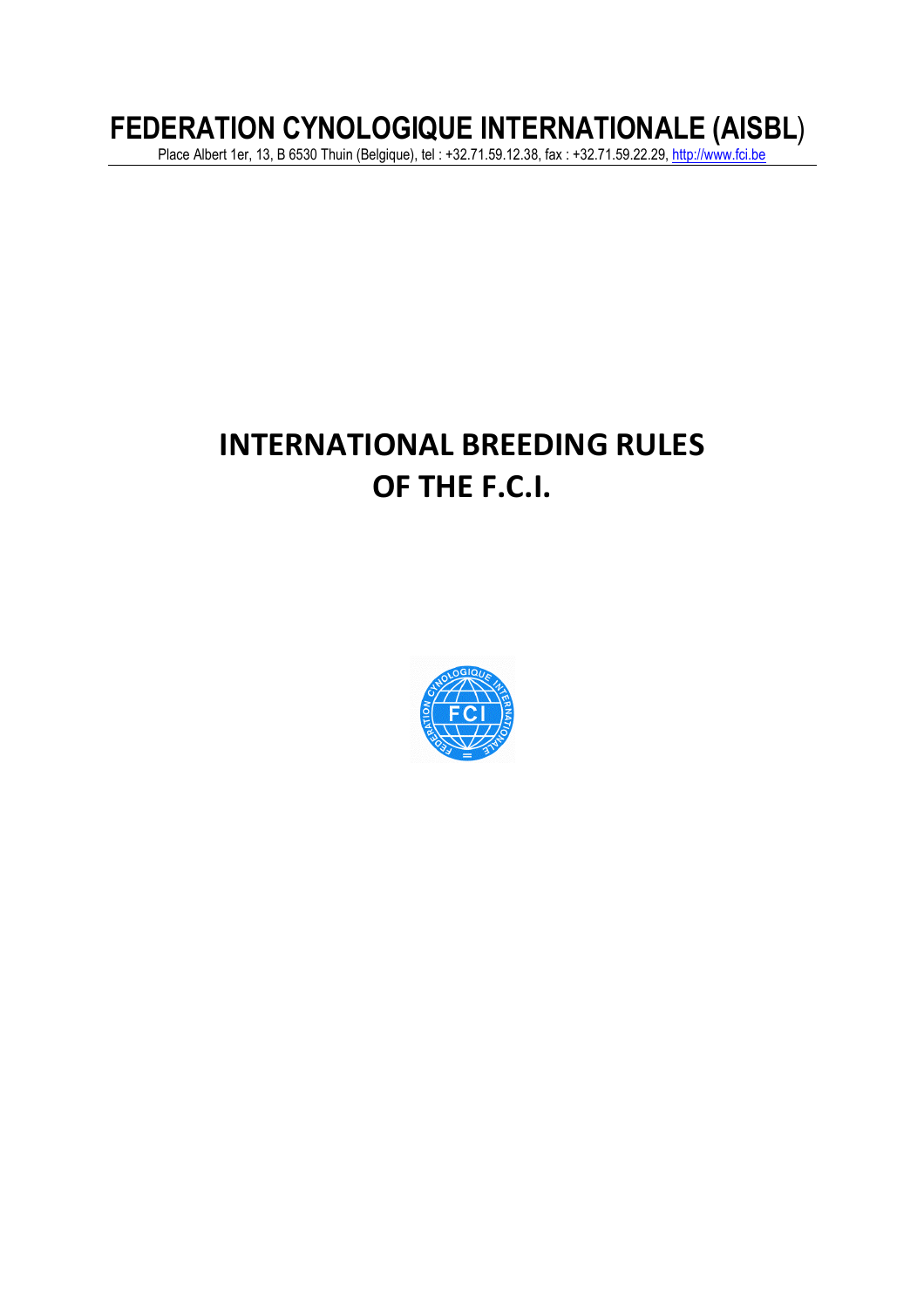# FEDERATION CYNOLOGIQUE INTERNATIONALE (AISBL)

Place Albert 1er, 13, B 6530 Thuin (Belgique), tel : +32.71.59.12.38, fax : +32.71.59.22.29, http://www.fci.be

# INTERNATIONAL BREEDING RULES OF THE F.C.I.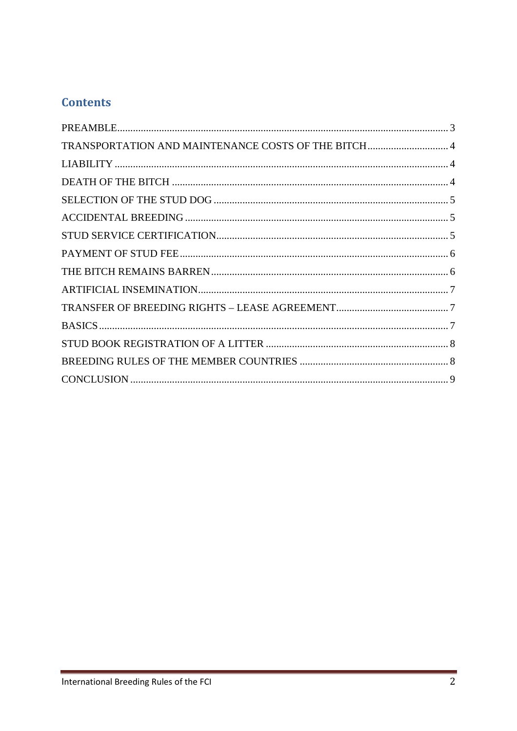## Contents

PREAMBLE ..... 3
TRANSPORTATION AND MAINTENANCE COSTS OF THE BITCH ..... 4
LIABILITY ..... 4
DEATH OF THE BITCH ..... 4
SELECTION OF THE STUD DOG ..... 5
ACCIDENTAL BREEDING ..... 5
STUD SERVICE CERTIFICATION ..... 5
PAYMENT OF STUD FEE ..... 6
THE BITCH REMAINS BARREN ..... 6
ARTIFICIAL INSEMINATION ..... 7
TRANSFER OF BREEDING RIGHTS – LEASE AGREEMENT ..... 7
BASICS ..... 7
STUD BOOK REGISTRATION OF A LITTER ..... 8
BREEDING RULES OF THE MEMBER COUNTRIES ..... 8
CONCLUSION ..... 9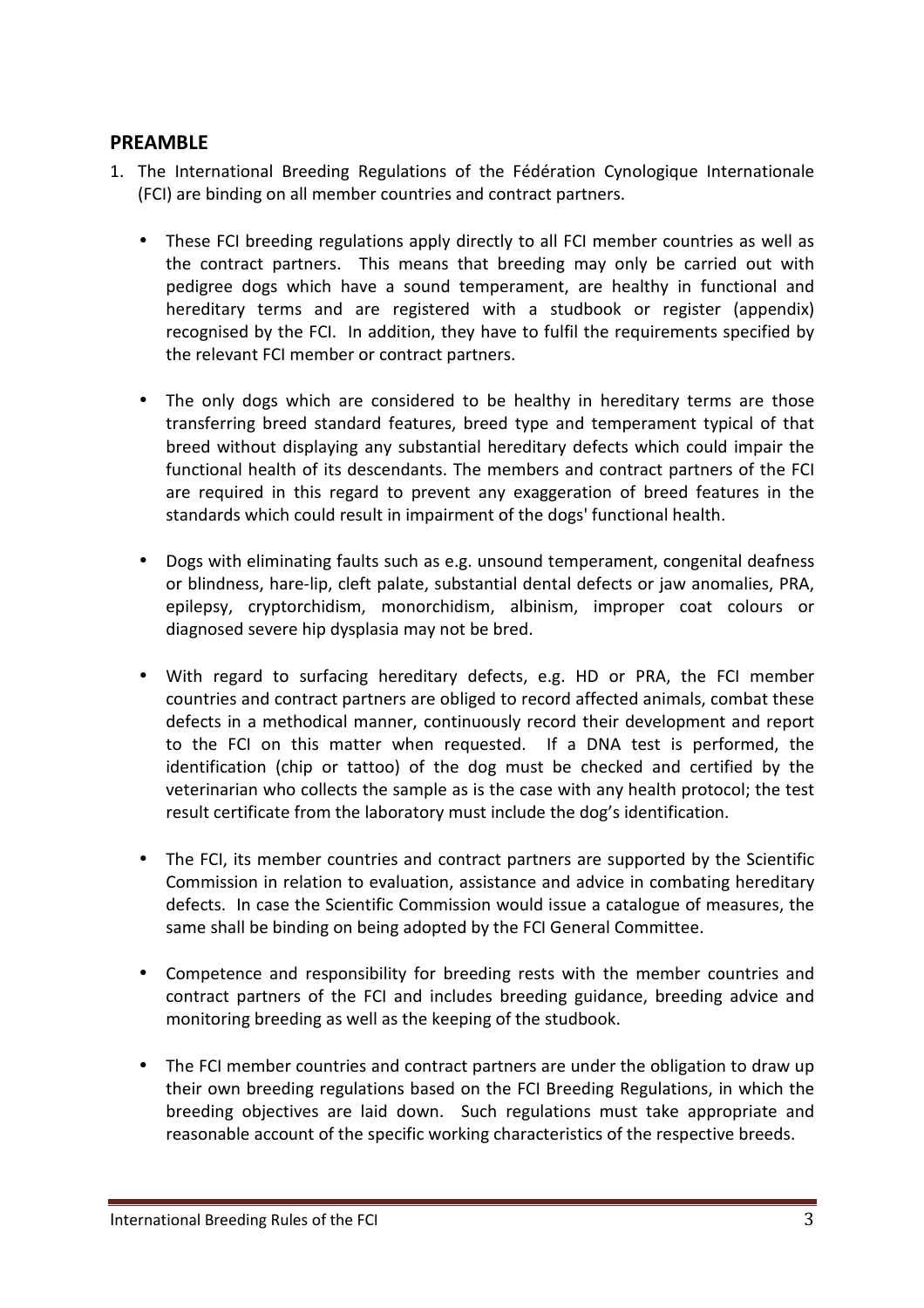## PREAMBLE

1. The International Breeding Regulations of the Fédération Cynologique Internationale (FCI) are binding on all member countries and contract partners.

    - These FCI breeding regulations apply directly to all FCI member countries as well as the contract partners. This means that breeding may only be carried out with pedigree dogs which have a sound temperament, are healthy in functional and hereditary terms and are registered with a studbook or register (appendix) recognised by the FCI. In addition, they have to fulfil the requirements specified by the relevant FCI member or contract partners.

    - The only dogs which are considered to be healthy in hereditary terms are those transferring breed standard features, breed type and temperament typical of that breed without displaying any substantial hereditary defects which could impair the functional health of its descendants. The members and contract partners of the FCI are required in this regard to prevent any exaggeration of breed features in the standards which could result in impairment of the dogs' functional health.

    - Dogs with eliminating faults such as e.g. unsound temperament, congenital deafness or blindness, hare-lip, cleft palate, substantial dental defects or jaw anomalies, PRA, epilepsy, cryptorchidism, monorchidism, albinism, improper coat colours or diagnosed severe hip dysplasia may not be bred.

    - With regard to surfacing hereditary defects, e.g. HD or PRA, the FCI member countries and contract partners are obliged to record affected animals, combat these defects in a methodical manner, continuously record their development and report to the FCI on this matter when requested. If a DNA test is performed, the identification (chip or tattoo) of the dog must be checked and certified by the veterinarian who collects the sample as is the case with any health protocol; the test result certificate from the laboratory must include the dog's identification.

    - The FCI, its member countries and contract partners are supported by the Scientific Commission in relation to evaluation, assistance and advice in combating hereditary defects. In case the Scientific Commission would issue a catalogue of measures, the same shall be binding on being adopted by the FCI General Committee.

    - Competence and responsibility for breeding rests with the member countries and contract partners of the FCI and includes breeding guidance, breeding advice and monitoring breeding as well as the keeping of the studbook.

    - The FCI member countries and contract partners are under the obligation to draw up their own breeding regulations based on the FCI Breeding Regulations, in which the breeding objectives are laid down. Such regulations must take appropriate and reasonable account of the specific working characteristics of the respective breeds.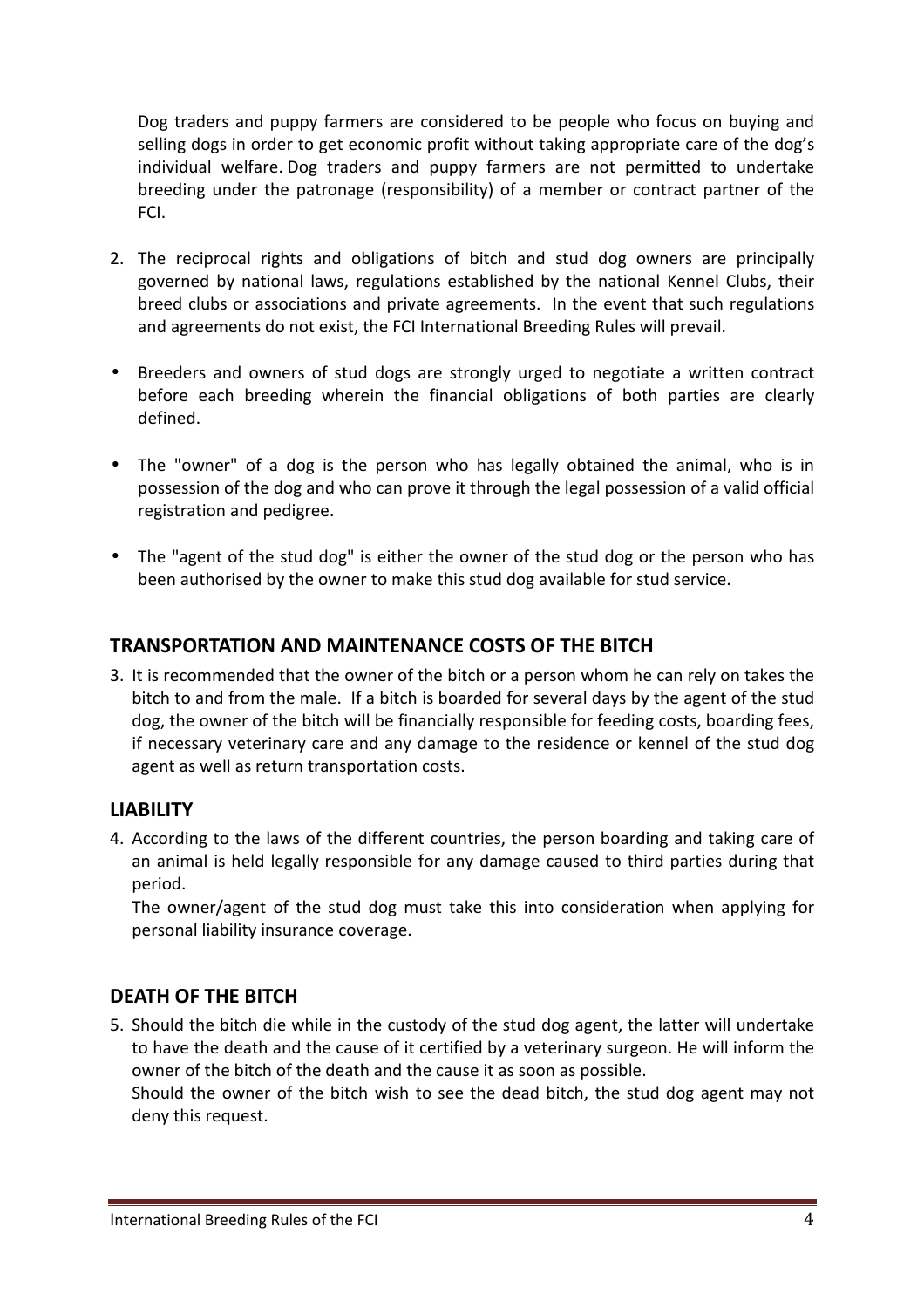Dog traders and puppy farmers are considered to be people who focus on buying and selling dogs in order to get economic profit without taking appropriate care of the dog's individual welfare. Dog traders and puppy farmers are not permitted to undertake breeding under the patronage (responsibility) of a member or contract partner of the FCI.

2. The reciprocal rights and obligations of bitch and stud dog owners are principally governed by national laws, regulations established by the national Kennel Clubs, their breed clubs or associations and private agreements. In the event that such regulations and agreements do not exist, the FCI International Breeding Rules will prevail.

- Breeders and owners of stud dogs are strongly urged to negotiate a written contract before each breeding wherein the financial obligations of both parties are clearly defined.
- The "owner" of a dog is the person who has legally obtained the animal, who is in possession of the dog and who can prove it through the legal possession of a valid official registration and pedigree.
- The "agent of the stud dog" is either the owner of the stud dog or the person who has been authorised by the owner to make this stud dog available for stud service.

## TRANSPORTATION AND MAINTENANCE COSTS OF THE BITCH

3. It is recommended that the owner of the bitch or a person whom he can rely on takes the bitch to and from the male. If a bitch is boarded for several days by the agent of the stud dog, the owner of the bitch will be financially responsible for feeding costs, boarding fees, if necessary veterinary care and any damage to the residence or kennel of the stud dog agent as well as return transportation costs.

## LIABILITY

4. According to the laws of the different countries, the person boarding and taking care of an animal is held legally responsible for any damage caused to third parties during that period.
   The owner/agent of the stud dog must take this into consideration when applying for personal liability insurance coverage.

## DEATH OF THE BITCH

5. Should the bitch die while in the custody of the stud dog agent, the latter will undertake to have the death and the cause of it certified by a veterinary surgeon. He will inform the owner of the bitch of the death and the cause it as soon as possible.
   Should the owner of the bitch wish to see the dead bitch, the stud dog agent may not deny this request.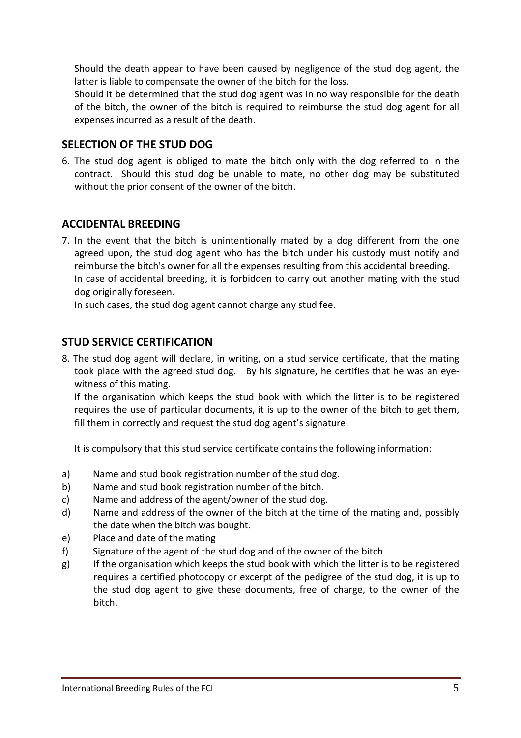Should the death appear to have been caused by negligence of the stud dog agent, the latter is liable to compensate the owner of the bitch for the loss.
Should it be determined that the stud dog agent was in no way responsible for the death of the bitch, the owner of the bitch is required to reimburse the stud dog agent for all expenses incurred as a result of the death.

## SELECTION OF THE STUD DOG

6. The stud dog agent is obliged to mate the bitch only with the dog referred to in the contract. Should this stud dog be unable to mate, no other dog may be substituted without the prior consent of the owner of the bitch.

## ACCIDENTAL BREEDING

7. In the event that the bitch is unintentionally mated by a dog different from the one agreed upon, the stud dog agent who has the bitch under his custody must notify and reimburse the bitch's owner for all the expenses resulting from this accidental breeding.
In case of accidental breeding, it is forbidden to carry out another mating with the stud dog originally foreseen.
In such cases, the stud dog agent cannot charge any stud fee.

## STUD SERVICE CERTIFICATION

8. The stud dog agent will declare, in writing, on a stud service certificate, that the mating took place with the agreed stud dog. By his signature, he certifies that he was an eye-witness of this mating.
If the organisation which keeps the stud book with which the litter is to be registered requires the use of particular documents, it is up to the owner of the bitch to get them, fill them in correctly and request the stud dog agent's signature.

It is compulsory that this stud service certificate contains the following information:

a) Name and stud book registration number of the stud dog.
b) Name and stud book registration number of the bitch.
c) Name and address of the agent/owner of the stud dog.
d) Name and address of the owner of the bitch at the time of the mating and, possibly the date when the bitch was bought.
e) Place and date of the mating
f) Signature of the agent of the stud dog and of the owner of the bitch
g) If the organisation which keeps the stud book with which the litter is to be registered requires a certified photocopy or excerpt of the pedigree of the stud dog, it is up to the stud dog agent to give these documents, free of charge, to the owner of the bitch.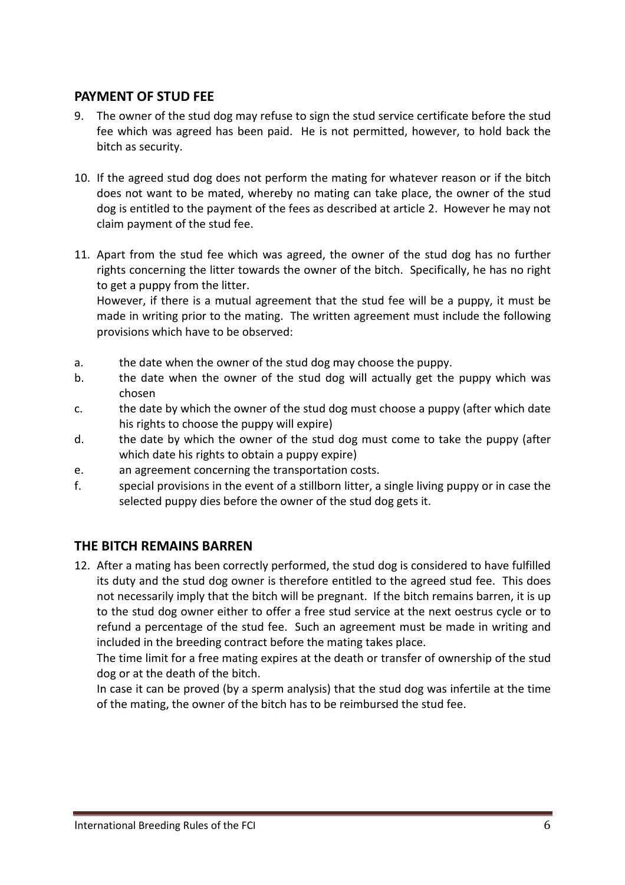## PAYMENT OF STUD FEE

9. The owner of the stud dog may refuse to sign the stud service certificate before the stud fee which was agreed has been paid. He is not permitted, however, to hold back the bitch as security.

10. If the agreed stud dog does not perform the mating for whatever reason or if the bitch does not want to be mated, whereby no mating can take place, the owner of the stud dog is entitled to the payment of the fees as described at article 2. However he may not claim payment of the stud fee.

11. Apart from the stud fee which was agreed, the owner of the stud dog has no further rights concerning the litter towards the owner of the bitch. Specifically, he has no right to get a puppy from the litter.
However, if there is a mutual agreement that the stud fee will be a puppy, it must be made in writing prior to the mating. The written agreement must include the following provisions which have to be observed:

a. the date when the owner of the stud dog may choose the puppy.
b. the date when the owner of the stud dog will actually get the puppy which was chosen
c. the date by which the owner of the stud dog must choose a puppy (after which date his rights to choose the puppy will expire)
d. the date by which the owner of the stud dog must come to take the puppy (after which date his rights to obtain a puppy expire)
e. an agreement concerning the transportation costs.
f. special provisions in the event of a stillborn litter, a single living puppy or in case the selected puppy dies before the owner of the stud dog gets it.

## THE BITCH REMAINS BARREN

12. After a mating has been correctly performed, the stud dog is considered to have fulfilled its duty and the stud dog owner is therefore entitled to the agreed stud fee. This does not necessarily imply that the bitch will be pregnant. If the bitch remains barren, it is up to the stud dog owner either to offer a free stud service at the next oestrus cycle or to refund a percentage of the stud fee. Such an agreement must be made in writing and included in the breeding contract before the mating takes place.
The time limit for a free mating expires at the death or transfer of ownership of the stud dog or at the death of the bitch.
In case it can be proved (by a sperm analysis) that the stud dog was infertile at the time of the mating, the owner of the bitch has to be reimbursed the stud fee.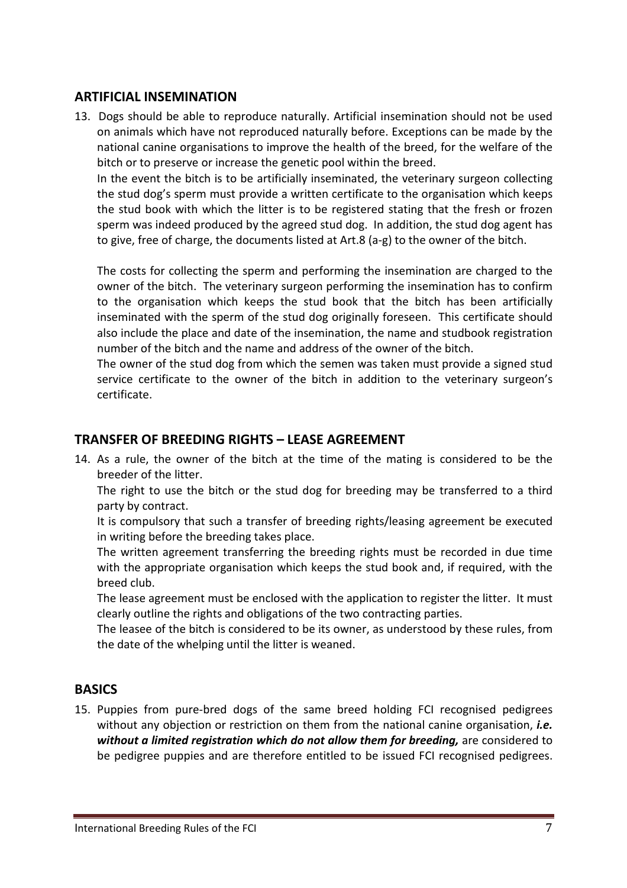## ARTIFICIAL INSEMINATION

13. Dogs should be able to reproduce naturally. Artificial insemination should not be used on animals which have not reproduced naturally before. Exceptions can be made by the national canine organisations to improve the health of the breed, for the welfare of the bitch or to preserve or increase the genetic pool within the breed.

    In the event the bitch is to be artificially inseminated, the veterinary surgeon collecting the stud dog's sperm must provide a written certificate to the organisation which keeps the stud book with which the litter is to be registered stating that the fresh or frozen sperm was indeed produced by the agreed stud dog. In addition, the stud dog agent has to give, free of charge, the documents listed at Art.8 (a-g) to the owner of the bitch.

    The costs for collecting the sperm and performing the insemination are charged to the owner of the bitch. The veterinary surgeon performing the insemination has to confirm to the organisation which keeps the stud book that the bitch has been artificially inseminated with the sperm of the stud dog originally foreseen. This certificate should also include the place and date of the insemination, the name and studbook registration number of the bitch and the name and address of the owner of the bitch.

    The owner of the stud dog from which the semen was taken must provide a signed stud service certificate to the owner of the bitch in addition to the veterinary surgeon's certificate.

## TRANSFER OF BREEDING RIGHTS – LEASE AGREEMENT

14. As a rule, the owner of the bitch at the time of the mating is considered to be the breeder of the litter.

    The right to use the bitch or the stud dog for breeding may be transferred to a third party by contract.

    It is compulsory that such a transfer of breeding rights/leasing agreement be executed in writing before the breeding takes place.

    The written agreement transferring the breeding rights must be recorded in due time with the appropriate organisation which keeps the stud book and, if required, with the breed club.

    The lease agreement must be enclosed with the application to register the litter. It must clearly outline the rights and obligations of the two contracting parties.

    The leasee of the bitch is considered to be its owner, as understood by these rules, from the date of the whelping until the litter is weaned.

## BASICS

15. Puppies from pure-bred dogs of the same breed holding FCI recognised pedigrees without any objection or restriction on them from the national canine organisation, ***i.e. without a limited registration which do not allow them for breeding,*** are considered to be pedigree puppies and are therefore entitled to be issued FCI recognised pedigrees.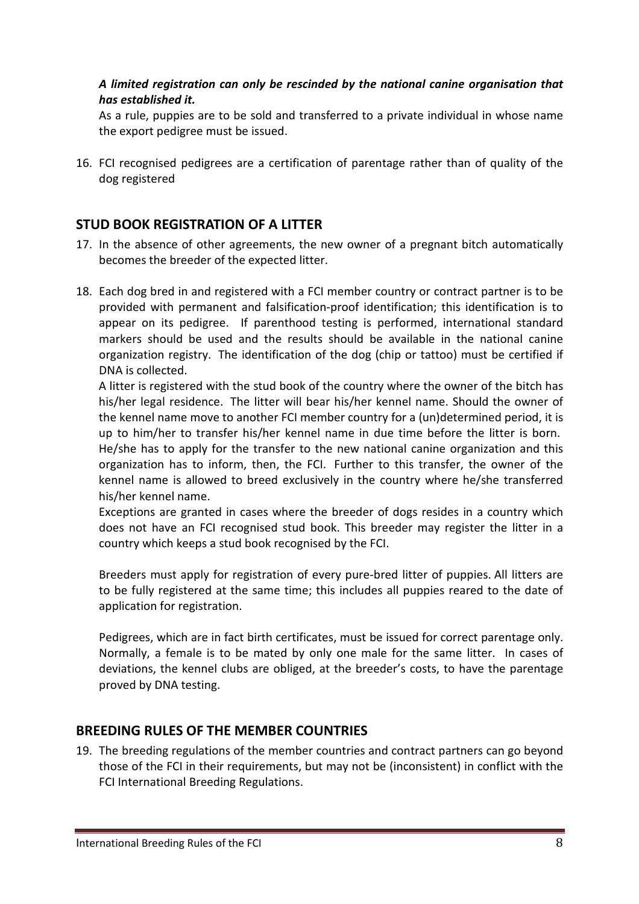***A limited registration can only be rescinded by the national canine organisation that has established it.***

As a rule, puppies are to be sold and transferred to a private individual in whose name the export pedigree must be issued.

16. FCI recognised pedigrees are a certification of parentage rather than of quality of the dog registered

## STUD BOOK REGISTRATION OF A LITTER

17. In the absence of other agreements, the new owner of a pregnant bitch automatically becomes the breeder of the expected litter.

18. Each dog bred in and registered with a FCI member country or contract partner is to be provided with permanent and falsification-proof identification; this identification is to appear on its pedigree. If parenthood testing is performed, international standard markers should be used and the results should be available in the national canine organization registry. The identification of the dog (chip or tattoo) must be certified if DNA is collected.

    A litter is registered with the stud book of the country where the owner of the bitch has his/her legal residence. The litter will bear his/her kennel name. Should the owner of the kennel name move to another FCI member country for a (un)determined period, it is up to him/her to transfer his/her kennel name in due time before the litter is born. He/she has to apply for the transfer to the new national canine organization and this organization has to inform, then, the FCI. Further to this transfer, the owner of the kennel name is allowed to breed exclusively in the country where he/she transferred his/her kennel name.

    Exceptions are granted in cases where the breeder of dogs resides in a country which does not have an FCI recognised stud book. This breeder may register the litter in a country which keeps a stud book recognised by the FCI.

    Breeders must apply for registration of every pure-bred litter of puppies. All litters are to be fully registered at the same time; this includes all puppies reared to the date of application for registration.

    Pedigrees, which are in fact birth certificates, must be issued for correct parentage only. Normally, a female is to be mated by only one male for the same litter. In cases of deviations, the kennel clubs are obliged, at the breeder's costs, to have the parentage proved by DNA testing.

## BREEDING RULES OF THE MEMBER COUNTRIES

19. The breeding regulations of the member countries and contract partners can go beyond those of the FCI in their requirements, but may not be (inconsistent) in conflict with the FCI International Breeding Regulations.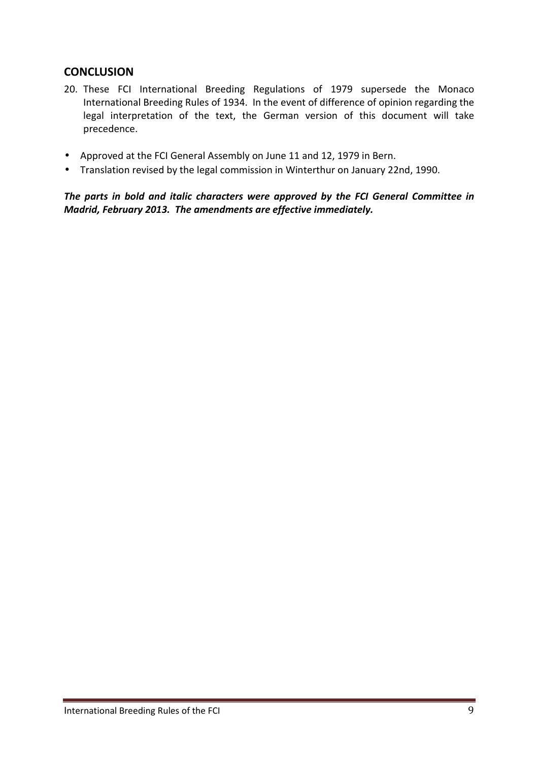## CONCLUSION

20. These FCI International Breeding Regulations of 1979 supersede the Monaco International Breeding Rules of 1934. In the event of difference of opinion regarding the legal interpretation of the text, the German version of this document will take precedence.

- Approved at the FCI General Assembly on June 11 and 12, 1979 in Bern.
- Translation revised by the legal commission in Winterthur on January 22nd, 1990.

***The parts in bold and italic characters were approved by the FCI General Committee in Madrid, February 2013. The amendments are effective immediately.***